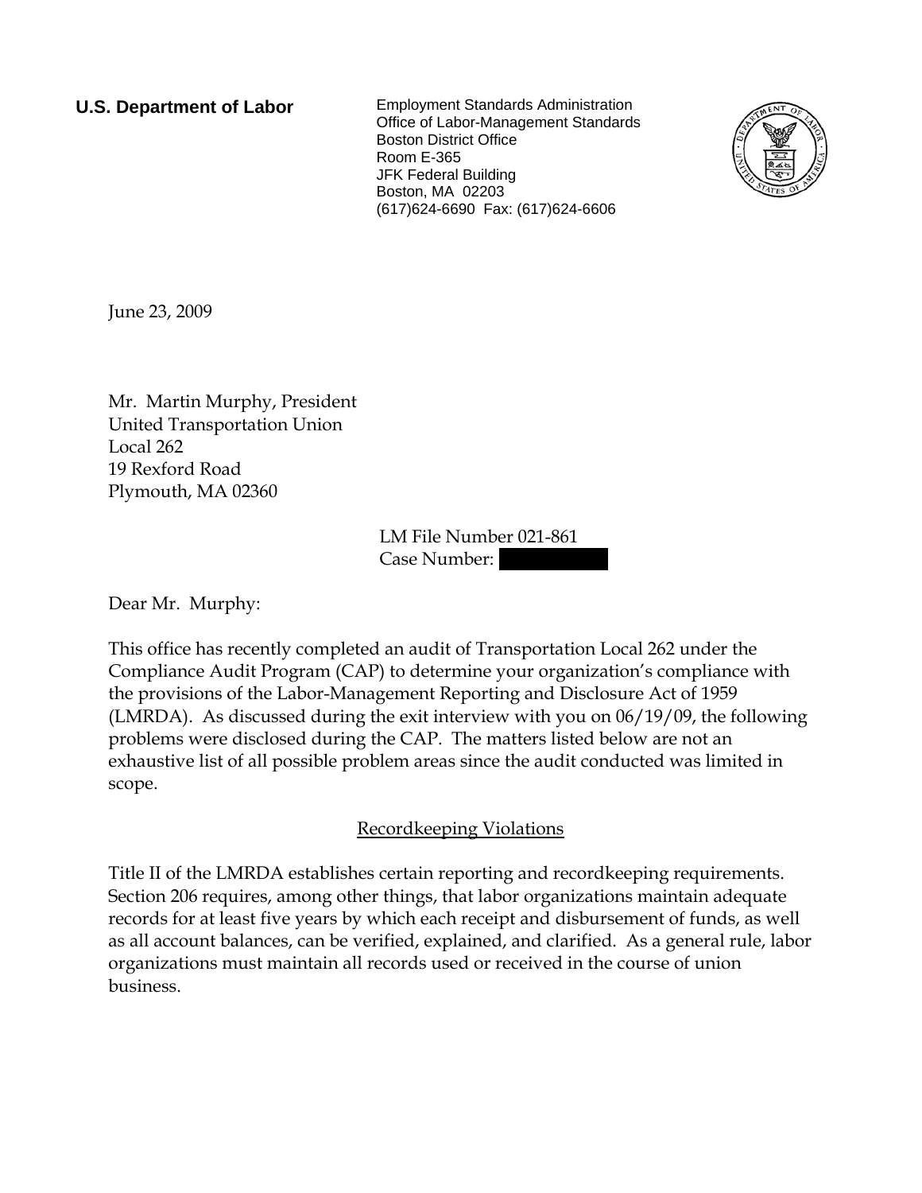**U.S. Department of Labor**

Employment Standards Administration
Office of Labor-Management Standards
Boston District Office
Room E-365
JFK Federal Building
Boston, MA 02203
(617)624-6690 Fax: (617)624-6606

June 23, 2009

Mr. Martin Murphy, President
United Transportation Union
Local 262
19 Rexford Road
Plymouth, MA 02360

LM File Number 021-861
Case Number: [redacted]

Dear Mr. Murphy:

This office has recently completed an audit of Transportation Local 262 under the Compliance Audit Program (CAP) to determine your organization's compliance with the provisions of the Labor-Management Reporting and Disclosure Act of 1959 (LMRDA). As discussed during the exit interview with you on 06/19/09, the following problems were disclosed during the CAP. The matters listed below are not an exhaustive list of all possible problem areas since the audit conducted was limited in scope.

## Recordkeeping Violations

Title II of the LMRDA establishes certain reporting and recordkeeping requirements. Section 206 requires, among other things, that labor organizations maintain adequate records for at least five years by which each receipt and disbursement of funds, as well as all account balances, can be verified, explained, and clarified. As a general rule, labor organizations must maintain all records used or received in the course of union business.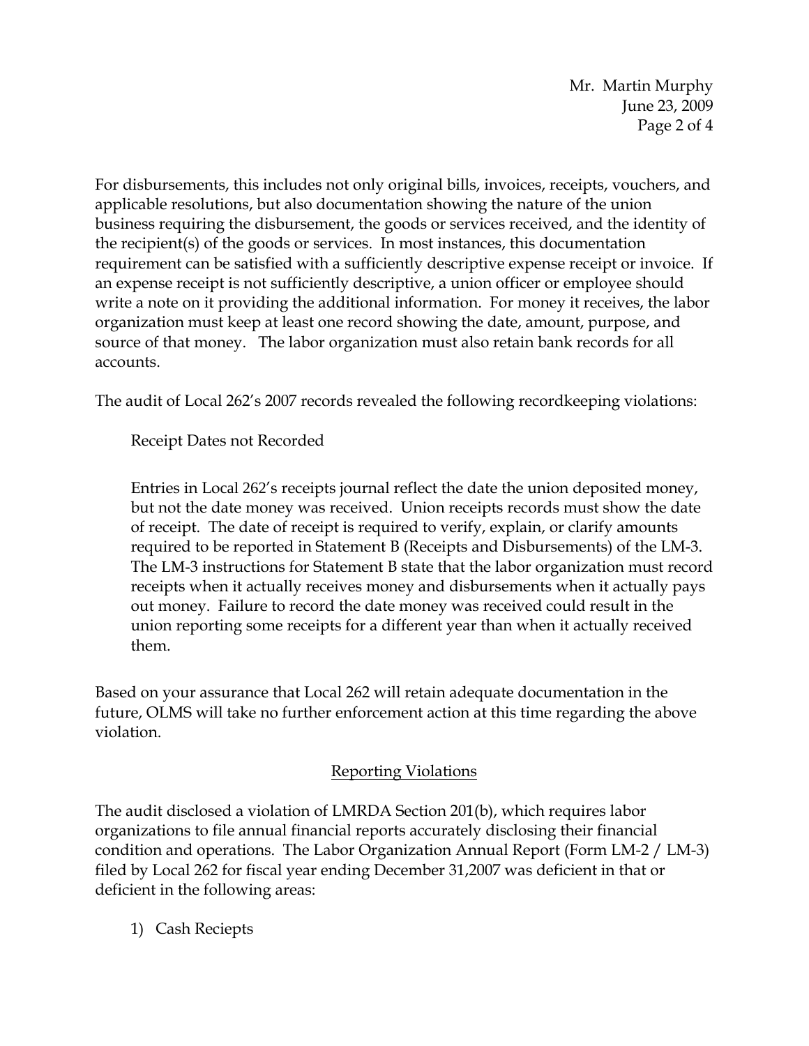For disbursements, this includes not only original bills, invoices, receipts, vouchers, and applicable resolutions, but also documentation showing the nature of the union business requiring the disbursement, the goods or services received, and the identity of the recipient(s) of the goods or services. In most instances, this documentation requirement can be satisfied with a sufficiently descriptive expense receipt or invoice. If an expense receipt is not sufficiently descriptive, a union officer or employee should write a note on it providing the additional information. For money it receives, the labor organization must keep at least one record showing the date, amount, purpose, and source of that money. The labor organization must also retain bank records for all accounts.

The audit of Local 262's 2007 records revealed the following recordkeeping violations:

Receipt Dates not Recorded

Entries in Local 262's receipts journal reflect the date the union deposited money, but not the date money was received. Union receipts records must show the date of receipt. The date of receipt is required to verify, explain, or clarify amounts required to be reported in Statement B (Receipts and Disbursements) of the LM-3. The LM-3 instructions for Statement B state that the labor organization must record receipts when it actually receives money and disbursements when it actually pays out money. Failure to record the date money was received could result in the union reporting some receipts for a different year than when it actually received them.

Based on your assurance that Local 262 will retain adequate documentation in the future, OLMS will take no further enforcement action at this time regarding the above violation.

## Reporting Violations

The audit disclosed a violation of LMRDA Section 201(b), which requires labor organizations to file annual financial reports accurately disclosing their financial condition and operations. The Labor Organization Annual Report (Form LM-2 / LM-3) filed by Local 262 for fiscal year ending December 31,2007 was deficient in that or deficient in the following areas:

1) Cash Reciepts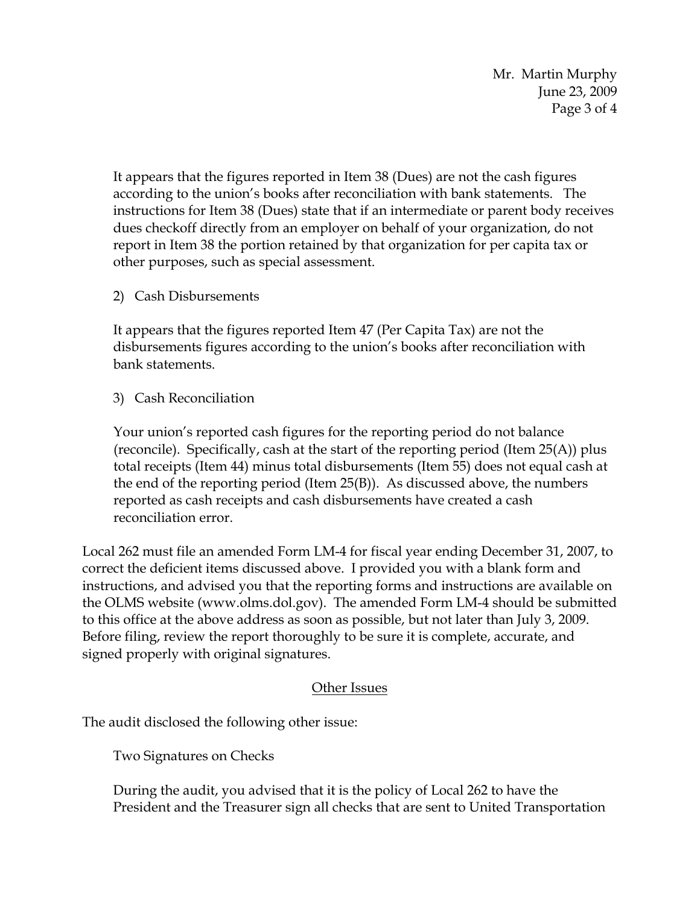It appears that the figures reported in Item 38 (Dues) are not the cash figures according to the union's books after reconciliation with bank statements. The instructions for Item 38 (Dues) state that if an intermediate or parent body receives dues checkoff directly from an employer on behalf of your organization, do not report in Item 38 the portion retained by that organization for per capita tax or other purposes, such as special assessment.

2) Cash Disbursements

It appears that the figures reported Item 47 (Per Capita Tax) are not the disbursements figures according to the union's books after reconciliation with bank statements.

3) Cash Reconciliation

Your union's reported cash figures for the reporting period do not balance (reconcile). Specifically, cash at the start of the reporting period (Item 25(A)) plus total receipts (Item 44) minus total disbursements (Item 55) does not equal cash at the end of the reporting period (Item 25(B)). As discussed above, the numbers reported as cash receipts and cash disbursements have created a cash reconciliation error.

Local 262 must file an amended Form LM-4 for fiscal year ending December 31, 2007, to correct the deficient items discussed above. I provided you with a blank form and instructions, and advised you that the reporting forms and instructions are available on the OLMS website (www.olms.dol.gov). The amended Form LM-4 should be submitted to this office at the above address as soon as possible, but not later than July 3, 2009. Before filing, review the report thoroughly to be sure it is complete, accurate, and signed properly with original signatures.

## Other Issues

The audit disclosed the following other issue:

Two Signatures on Checks

During the audit, you advised that it is the policy of Local 262 to have the President and the Treasurer sign all checks that are sent to United Transportation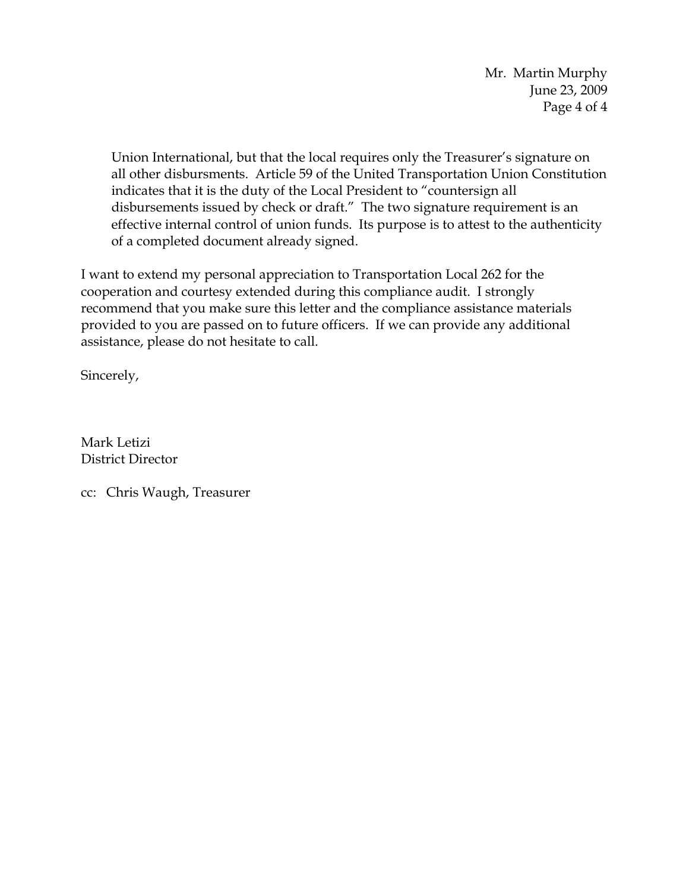Union International, but that the local requires only the Treasurer's signature on all other disbursments. Article 59 of the United Transportation Union Constitution indicates that it is the duty of the Local President to "countersign all disbursements issued by check or draft." The two signature requirement is an effective internal control of union funds. Its purpose is to attest to the authenticity of a completed document already signed.

I want to extend my personal appreciation to Transportation Local 262 for the cooperation and courtesy extended during this compliance audit. I strongly recommend that you make sure this letter and the compliance assistance materials provided to you are passed on to future officers. If we can provide any additional assistance, please do not hesitate to call.

Sincerely,

Mark Letizi
District Director

cc: Chris Waugh, Treasurer